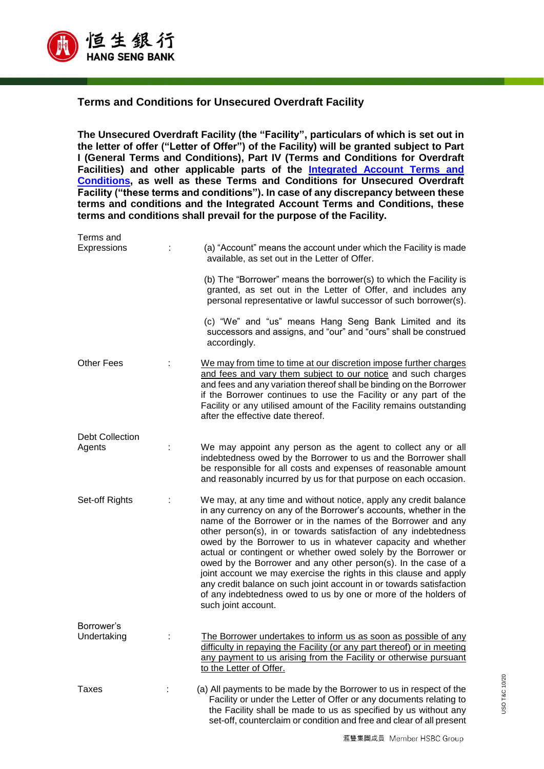# Terms and Conditions for Unsecured Overdraft Facility

**The Unsecured Overdraft Facility (the "Facility", particulars of which is set out in the letter of offer ("Letter of Offer") of the Facility) will be granted subject to Part I (General Terms and Conditions), Part IV (Terms and Conditions for Overdraft Facilities) and other applicable parts of the Integrated Account Terms and Conditions, as well as these Terms and Conditions for Unsecured Overdraft Facility ("these terms and conditions"). In case of any discrepancy between these terms and conditions and the Integrated Account Terms and Conditions, these terms and conditions shall prevail for the purpose of the Facility.**

| | | |
|---|---|---|
| Terms and Expressions | : | (a) "Account" means the account under which the Facility is made available, as set out in the Letter of Offer.<br><br>(b) The "Borrower" means the borrower(s) to which the Facility is granted, as set out in the Letter of Offer, and includes any personal representative or lawful successor of such borrower(s).<br><br>(c) "We" and "us" means Hang Seng Bank Limited and its successors and assigns, and "our" and "ours" shall be construed accordingly. |
| Other Fees | : | <u>We may from time to time at our discretion impose further charges and fees and vary them subject to our notice</u> and such charges and fees and any variation thereof shall be binding on the Borrower if the Borrower continues to use the Facility or any part of the Facility or any utilised amount of the Facility remains outstanding after the effective date thereof. |
| Debt Collection Agents | : | We may appoint any person as the agent to collect any or all indebtedness owed by the Borrower to us and the Borrower shall be responsible for all costs and expenses of reasonable amount and reasonably incurred by us for that purpose on each occasion. |
| Set-off Rights | : | We may, at any time and without notice, apply any credit balance in any currency on any of the Borrower's accounts, whether in the name of the Borrower or in the names of the Borrower and any other person(s), in or towards satisfaction of any indebtedness owed by the Borrower to us in whatever capacity and whether actual or contingent or whether owed solely by the Borrower or owed by the Borrower and any other person(s). In the case of a joint account we may exercise the rights in this clause and apply any credit balance on such joint account in or towards satisfaction of any indebtedness owed to us by one or more of the holders of such joint account. |
| Borrower's Undertaking | : | <u>The Borrower undertakes to inform us as soon as possible of any difficulty in repaying the Facility (or any part thereof) or in meeting any payment to us arising from the Facility or otherwise pursuant to the Letter of Offer.</u> |
| Taxes | : | (a) All payments to be made by the Borrower to us in respect of the Facility or under the Letter of Offer or any documents relating to the Facility shall be made to us as specified by us without any set-off, counterclaim or condition and free and clear of all present |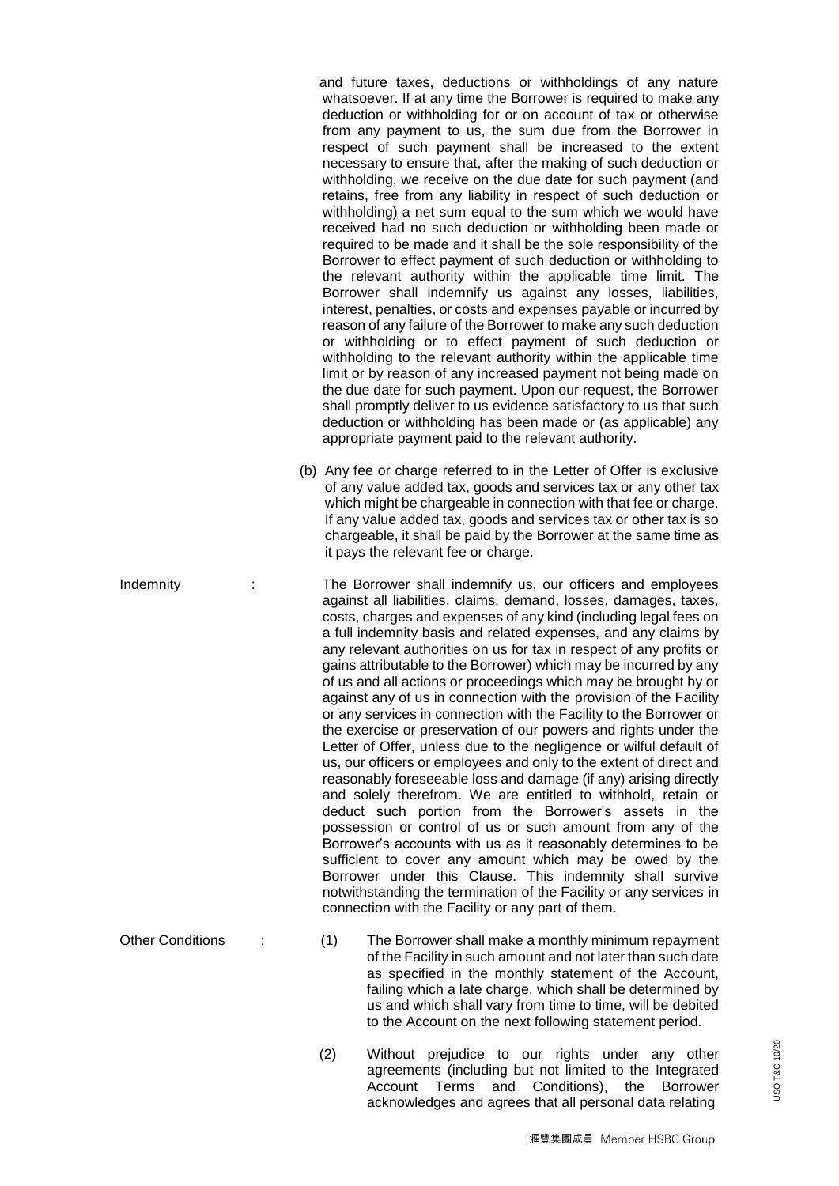and future taxes, deductions or withholdings of any nature whatsoever. If at any time the Borrower is required to make any deduction or withholding for or on account of tax or otherwise from any payment to us, the sum due from the Borrower in respect of such payment shall be increased to the extent necessary to ensure that, after the making of such deduction or withholding, we receive on the due date for such payment (and retains, free from any liability in respect of such deduction or withholding) a net sum equal to the sum which we would have received had no such deduction or withholding been made or required to be made and it shall be the sole responsibility of the Borrower to effect payment of such deduction or withholding to the relevant authority within the applicable time limit. The Borrower shall indemnify us against any losses, liabilities, interest, penalties, or costs and expenses payable or incurred by reason of any failure of the Borrower to make any such deduction or withholding or to effect payment of such deduction or withholding to the relevant authority within the applicable time limit or by reason of any increased payment not being made on the due date for such payment. Upon our request, the Borrower shall promptly deliver to us evidence satisfactory to us that such deduction or withholding has been made or (as applicable) any appropriate payment paid to the relevant authority.

(b) Any fee or charge referred to in the Letter of Offer is exclusive of any value added tax, goods and services tax or any other tax which might be chargeable in connection with that fee or charge. If any value added tax, goods and services tax or other tax is so chargeable, it shall be paid by the Borrower at the same time as it pays the relevant fee or charge.

**Indemnity :** The Borrower shall indemnify us, our officers and employees against all liabilities, claims, demand, losses, damages, taxes, costs, charges and expenses of any kind (including legal fees on a full indemnity basis and related expenses, and any claims by any relevant authorities on us for tax in respect of any profits or gains attributable to the Borrower) which may be incurred by any of us and all actions or proceedings which may be brought by or against any of us in connection with the provision of the Facility or any services in connection with the Facility to the Borrower or the exercise or preservation of our powers and rights under the Letter of Offer, unless due to the negligence or wilful default of us, our officers or employees and only to the extent of direct and reasonably foreseeable loss and damage (if any) arising directly and solely therefrom. We are entitled to withhold, retain or deduct such portion from the Borrower's assets in the possession or control of us or such amount from any of the Borrower's accounts with us as it reasonably determines to be sufficient to cover any amount which may be owed by the Borrower under this Clause. This indemnity shall survive notwithstanding the termination of the Facility or any services in connection with the Facility or any part of them.

**Other Conditions :**

(1) The Borrower shall make a monthly minimum repayment of the Facility in such amount and not later than such date as specified in the monthly statement of the Account, failing which a late charge, which shall be determined by us and which shall vary from time to time, will be debited to the Account on the next following statement period.

(2) Without prejudice to our rights under any other agreements (including but not limited to the Integrated Account Terms and Conditions), the Borrower acknowledges and agrees that all personal data relating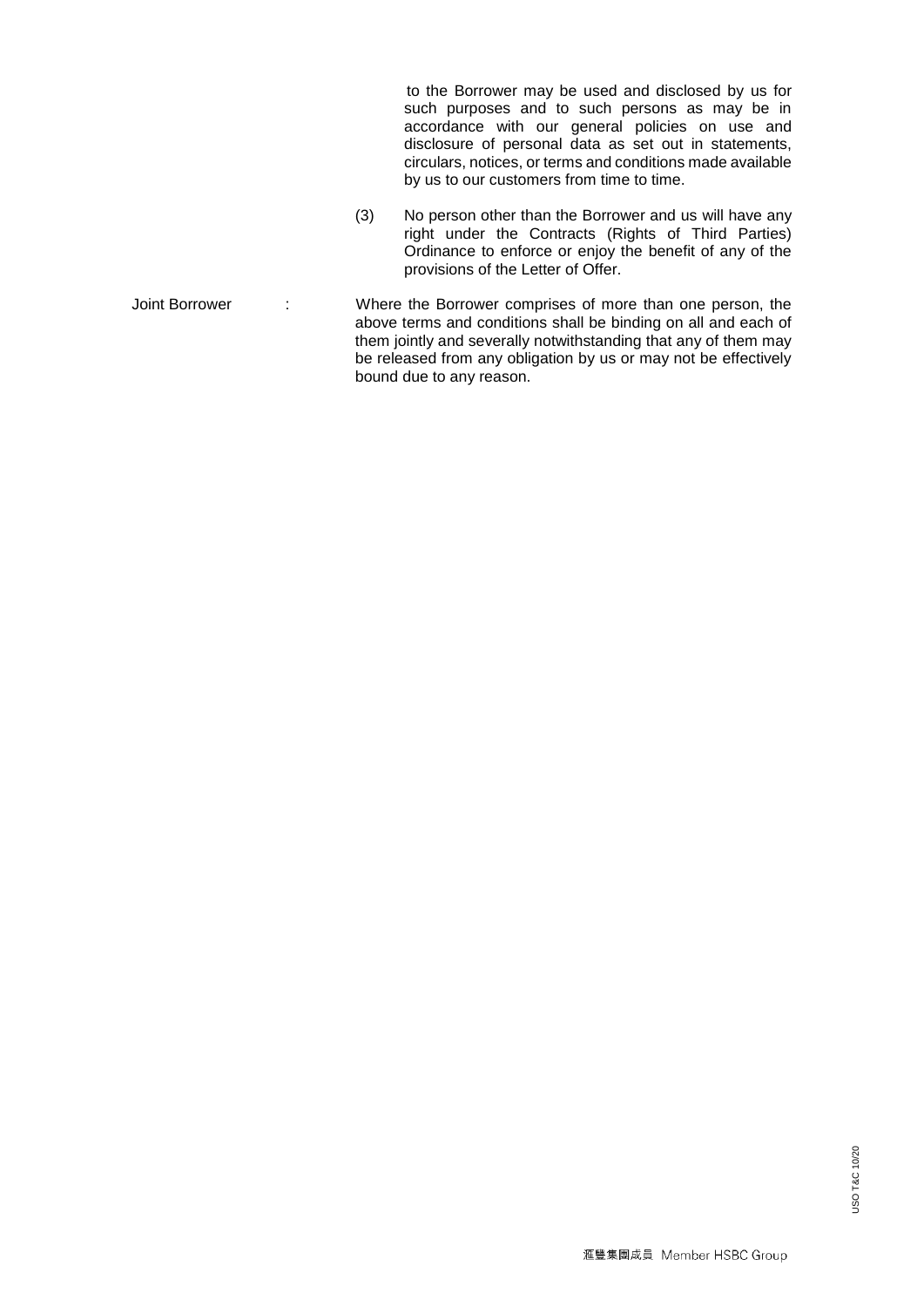to the Borrower may be used and disclosed by us for such purposes and to such persons as may be in accordance with our general policies on use and disclosure of personal data as set out in statements, circulars, notices, or terms and conditions made available by us to our customers from time to time.

(3) No person other than the Borrower and us will have any right under the Contracts (Rights of Third Parties) Ordinance to enforce or enjoy the benefit of any of the provisions of the Letter of Offer.

Joint Borrower : Where the Borrower comprises of more than one person, the above terms and conditions shall be binding on all and each of them jointly and severally notwithstanding that any of them may be released from any obligation by us or may not be effectively bound due to any reason.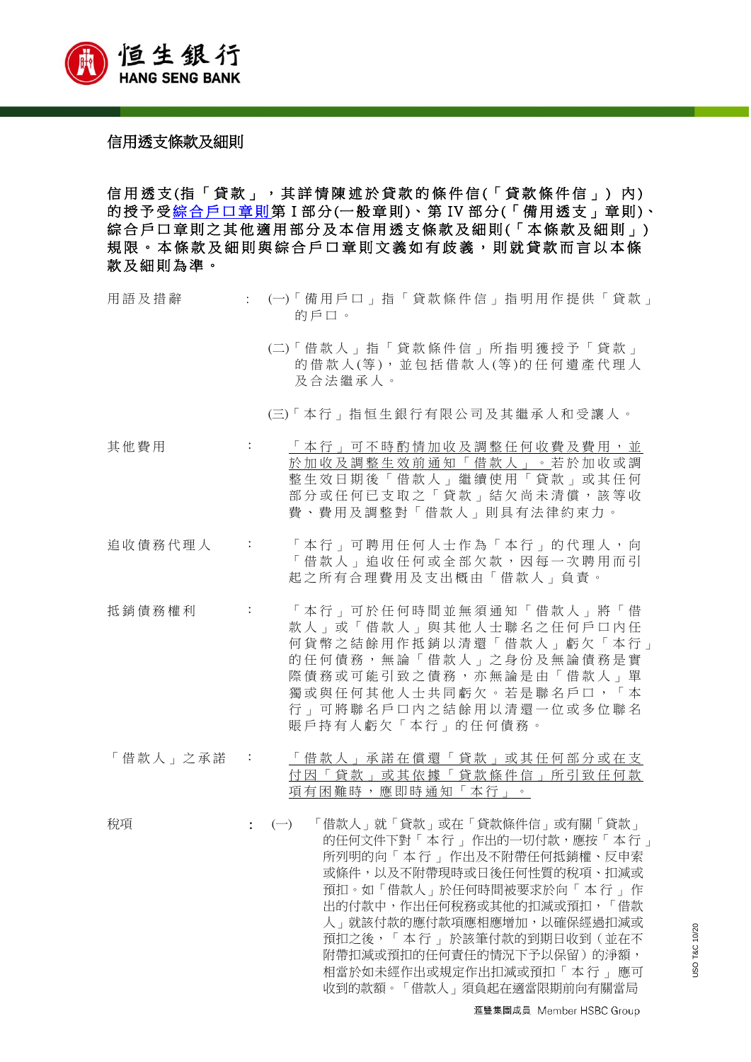# 信用透支條款及細則

**信用透支(指「貸款」，其詳情陳述於貸款的條件信(「貸款條件信」)內)的授予受綜合戶口章則第 I 部分(一般章則)、第 IV 部分(「備用透支」章則)、綜合戶口章則之其他適用部分及本信用透支條款及細則(「本條款及細則」)規限。本條款及細則與綜合戶口章則文義如有歧義，則就貸款而言以本條款及細則為準。**

| | | |
|---|---|---|
| 用語及措辭 | : | (一)「備用戶口」指「貸款條件信」指明用作提供「貸款」的戶口。<br><br>(二)「借款人」指「貸款條件信」所指明獲授予「貸款」的借款人(等)，並包括借款人(等)的任何遺產代理人及合法繼承人。<br><br>(三)「本行」指恒生銀行有限公司及其繼承人和受讓人。 |
| 其他費用 | : | <u>「本行」可不時酌情加收及調整任何收費及費用，並於加收及調整生效前通知「借款人」</u>。若於加收或調整生效日期後「借款人」繼續使用「貸款」或其任何部分或任何已支取之「貸款」結欠尚未清償，該等收費、費用及調整對「借款人」則具有法律約束力。 |
| 追收債務代理人 | : | 「本行」可聘用任何人士作為「本行」的代理人，向「借款人」追收任何或全部欠款，因每一次聘用而引起之所有合理費用及支出概由「借款人」負責。 |
| 抵銷債務權利 | : | 「本行」可於任何時間並無須通知「借款人」將「借款人」或「借款人」與其他人士聯名之任何戶口內任何貨幣之結餘用作抵銷以清還「借款人」虧欠「本行」的任何債務，無論「借款人」之身份及無論債務是實際債務或可能引致之債務，亦無論是由「借款人」單獨或與任何其他人士共同虧欠。若是聯名戶口，「本行」可將聯名戶口內之結餘用以清還一位或多位聯名賬戶持有人虧欠「本行」的任何債務。 |
| 「借款人」之承諾 | : | <u>「借款人」承諾在償還「貸款」或其任何部分或在支付因「貸款」或其依據「貸款條件信」所引致任何款項有困難時，應即時通知「本行」。</u> |
| 稅項 | : | (一) 「借款人」就「貸款」或在「貸款條件信」或有關「貸款」的任何文件下對「本行」作出的一切付款，應按「本行」所列明的向「本行」作出及不附帶任何抵銷權、反申索或條件，以及不附帶現時或日後任何性質的稅項、扣減或預扣。如「借款人」於任何時間被要求於向「本行」作出的付款中，作出任何稅務或其他的扣減或預扣，「借款人」就該付款的應付款項應相應增加，以確保經過扣減或預扣之後，「本行」於該筆付款的到期日收到（並在不附帶扣減或預扣的任何責任的情況下予以保留）的淨額，相當於如未經作出或規定作出扣減或預扣「本行」應可收到的款額。「借款人」須負起在適當限期前向有關當局 |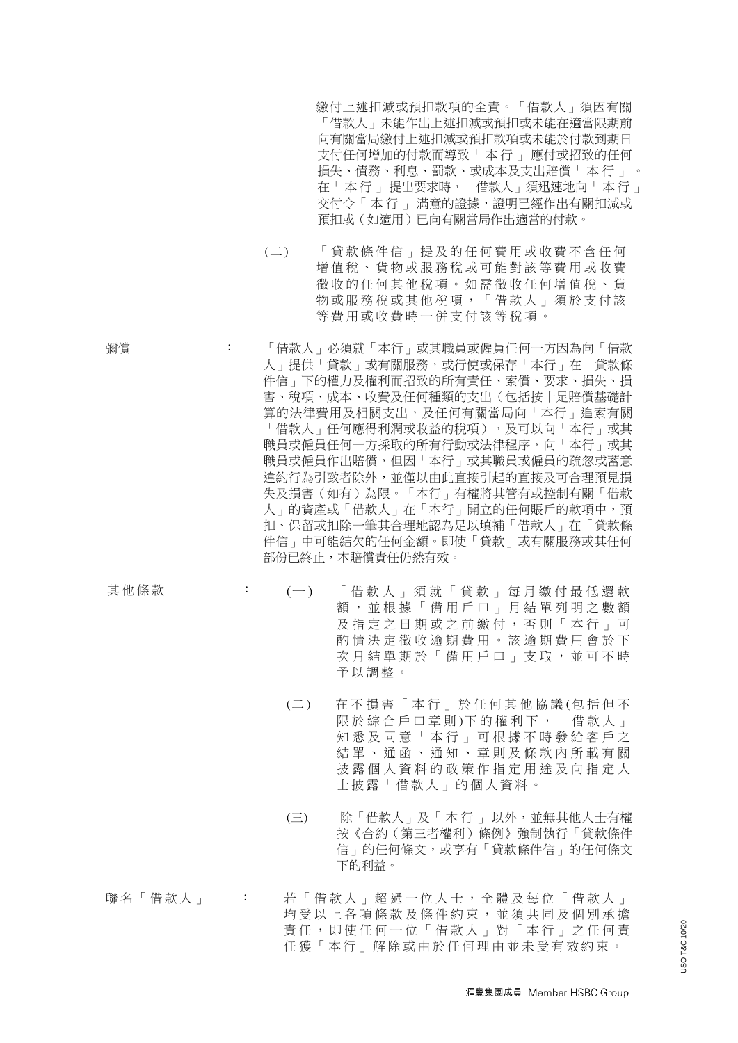繳付上述扣減或預扣款項的全責。「借款人」須因有關「借款人」未能作出上述扣減或預扣或未能在適當限期前向有關當局繳付上述扣減或預扣款項或未能於付款到期日支付任何增加的付款而導致「本行」應付或招致的任何損失、債務、利息、罰款、或成本及支出賠償「本行」。在「本行」提出要求時，「借款人」須迅速地向「本行」交付令「本行」滿意的證據，證明已經作出有關扣減或預扣或（如適用）已向有關當局作出適當的付款。

(二) 「貸款條件信」提及的任何費用或收費不含任何增值稅、貨物或服務稅或可能對該等費用或收費徵收的任何其他稅項。如需徵收任何增值稅、貨物或服務稅或其他稅項，「借款人」須於支付該等費用或收費時一併支付該等稅項。

**彌償** ： 「借款人」必須就「本行」或其職員或僱員任何一方因為向「借款人」提供「貸款」或有關服務，或行使或保存「本行」在「貸款條件信」下的權力及權利而招致的所有責任、索償、要求、損失、損害、稅項、成本、收費及任何種類的支出（包括按十足賠償基礎計算的法律費用及相關支出，及任何有關當局向「本行」追索有關「借款人」任何應得利潤或收益的稅項），及可以向「本行」或其職員或僱員任何一方採取的所有行動或法律程序，向「本行」或其職員或僱員作出賠償，但因「本行」或其職員或僱員的疏忽或蓄意違約行為引致者除外，並僅以由此直接引起的直接及可合理預見損失及損害（如有）為限。「本行」有權將其管有或控制有關「借款人」的資產或「借款人」在「本行」開立的任何賬戶的款項中，預扣、保留或扣除一筆其合理地認為足以填補「借款人」在「貸款條件信」中可能結欠的任何金額。即使「貸款」或有關服務或其任何部份已終止，本賠償責任仍然有效。

**其他條款** ：

(一) 「借款人」須就「貸款」每月繳付最低還款額，並根據「備用戶口」月結單列明之數額及指定之日期或之前繳付，否則「本行」可酌情決定徵收逾期費用。該逾期費用會於下次月結單期於「備用戶口」支取，並可不時予以調整。

(二) 在不損害「本行」於任何其他協議(包括但不限於綜合戶口章則)下的權利下，「借款人」知悉及同意「本行」可根據不時發給客戶之結單、通函、通知、章則及條款內所載有關披露個人資料的政策作指定用途及向指定人士披露「借款人」的個人資料。

(三) 除「借款人」及「本行」以外，並無其他人士有權按《合約（第三者權利）條例》強制執行「貸款條件信」的任何條文，或享有「貸款條件信」的任何條文下的利益。

**聯名「借款人」** ： 若「借款人」超過一位人士，全體及每位「借款人」均受以上各項條款及條件約束，並須共同及個別承擔責任，即使任何一位「借款人」對「本行」之任何責任獲「本行」解除或由於任何理由並未受有效約束。

USO T&C 10/20

滙豐集團成員 Member HSBC Group